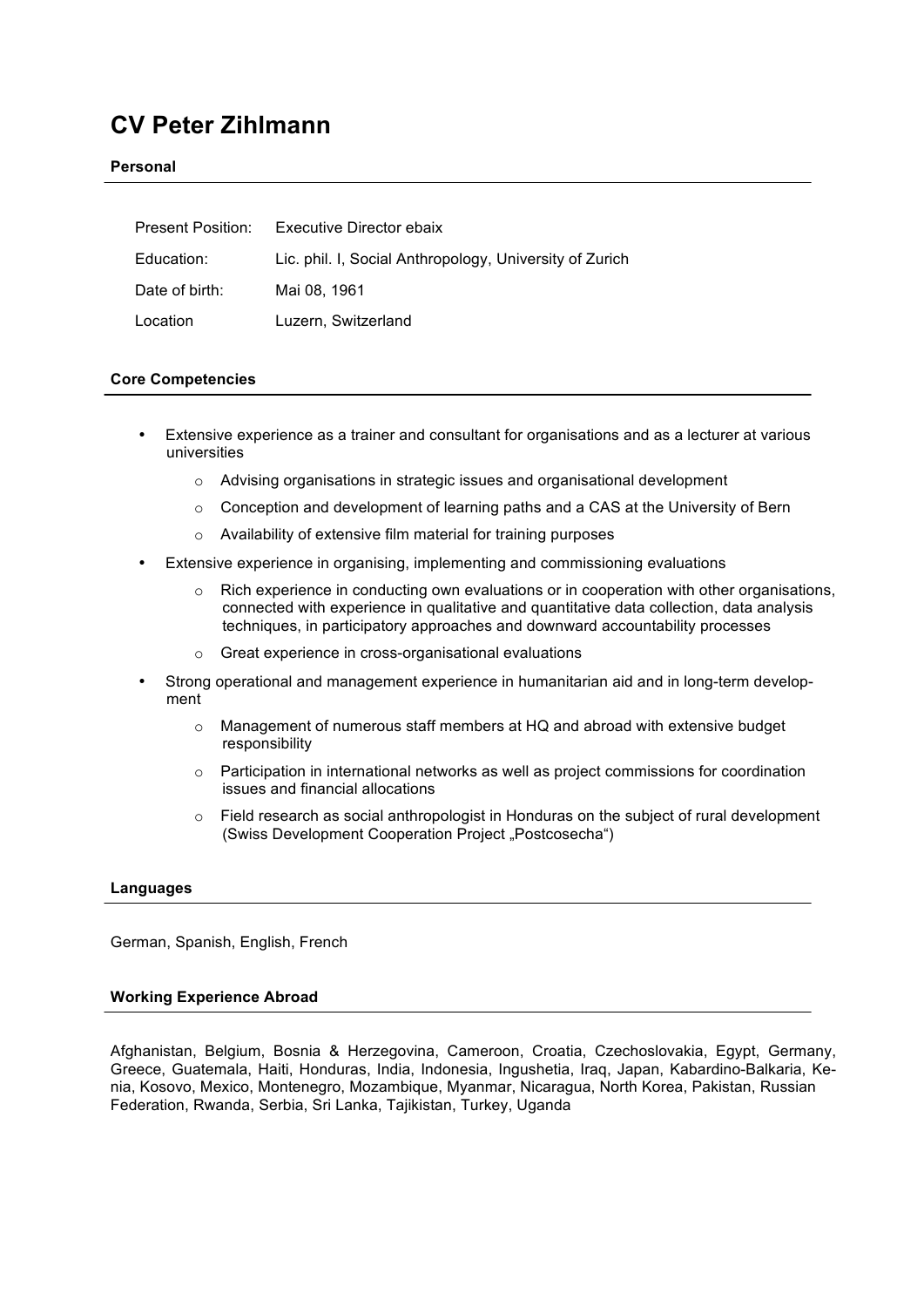# CV Peter Zihlmann

## Personal

| | |
|---|---|
| Present Position: | Executive Director ebaix |
| Education: | Lic. phil. I, Social Anthropology, University of Zurich |
| Date of birth: | Mai 08, 1961 |
| Location | Luzern, Switzerland |

## Core Competencies

- Extensive experience as a trainer and consultant for organisations and as a lecturer at various universities
  - Advising organisations in strategic issues and organisational development
  - Conception and development of learning paths and a CAS at the University of Bern
  - Availability of extensive film material for training purposes
- Extensive experience in organising, implementing and commissioning evaluations
  - Rich experience in conducting own evaluations or in cooperation with other organisations, connected with experience in qualitative and quantitative data collection, data analysis techniques, in participatory approaches and downward accountability processes
  - Great experience in cross-organisational evaluations
- Strong operational and management experience in humanitarian aid and in long-term development
  - Management of numerous staff members at HQ and abroad with extensive budget responsibility
  - Participation in international networks as well as project commissions for coordination issues and financial allocations
  - Field research as social anthropologist in Honduras on the subject of rural development (Swiss Development Cooperation Project „Postcosecha“)

## Languages

German, Spanish, English, French

## Working Experience Abroad

Afghanistan, Belgium, Bosnia & Herzegovina, Cameroon, Croatia, Czechoslovakia, Egypt, Germany, Greece, Guatemala, Haiti, Honduras, India, Indonesia, Ingushetia, Iraq, Japan, Kabardino-Balkaria, Kenia, Kosovo, Mexico, Montenegro, Mozambique, Myanmar, Nicaragua, North Korea, Pakistan, Russian Federation, Rwanda, Serbia, Sri Lanka, Tajikistan, Turkey, Uganda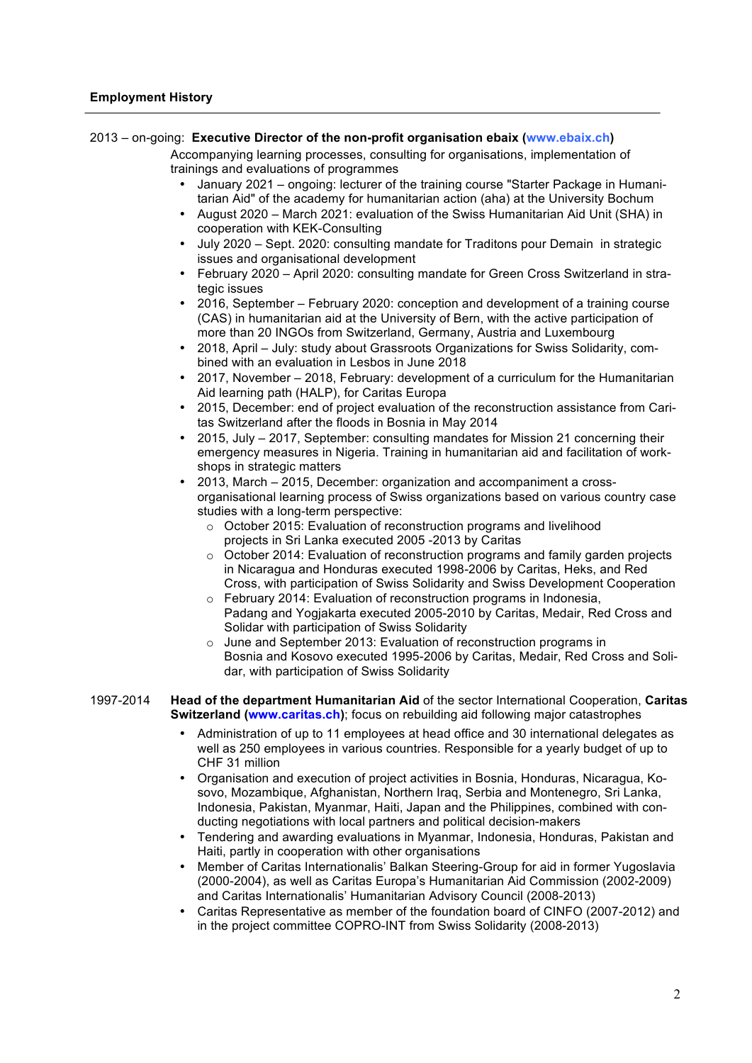**Employment History**

2013 – on-going: **Executive Director of the non-profit organisation ebaix (www.ebaix.ch)**

Accompanying learning processes, consulting for organisations, implementation of trainings and evaluations of programmes

- January 2021 – ongoing: lecturer of the training course "Starter Package in Humanitarian Aid" of the academy for humanitarian action (aha) at the University Bochum
- August 2020 – March 2021: evaluation of the Swiss Humanitarian Aid Unit (SHA) in cooperation with KEK-Consulting
- July 2020 – Sept. 2020: consulting mandate for Traditons pour Demain in strategic issues and organisational development
- February 2020 – April 2020: consulting mandate for Green Cross Switzerland in strategic issues
- 2016, September – February 2020: conception and development of a training course (CAS) in humanitarian aid at the University of Bern, with the active participation of more than 20 INGOs from Switzerland, Germany, Austria and Luxembourg
- 2018, April – July: study about Grassroots Organizations for Swiss Solidarity, combined with an evaluation in Lesbos in June 2018
- 2017, November – 2018, February: development of a curriculum for the Humanitarian Aid learning path (HALP), for Caritas Europa
- 2015, December: end of project evaluation of the reconstruction assistance from Caritas Switzerland after the floods in Bosnia in May 2014
- 2015, July – 2017, September: consulting mandates for Mission 21 concerning their emergency measures in Nigeria. Training in humanitarian aid and facilitation of workshops in strategic matters
- 2013, March – 2015, December: organization and accompaniment a cross-organisational learning process of Swiss organizations based on various country case studies with a long-term perspective:
  - October 2015: Evaluation of reconstruction programs and livelihood projects in Sri Lanka executed 2005 -2013 by Caritas
  - October 2014: Evaluation of reconstruction programs and family garden projects in Nicaragua and Honduras executed 1998-2006 by Caritas, Heks, and Red Cross, with participation of Swiss Solidarity and Swiss Development Cooperation
  - February 2014: Evaluation of reconstruction programs in Indonesia, Padang and Yogjakarta executed 2005-2010 by Caritas, Medair, Red Cross and Solidar with participation of Swiss Solidarity
  - June and September 2013: Evaluation of reconstruction programs in Bosnia and Kosovo executed 1995-2006 by Caritas, Medair, Red Cross and Solidar, with participation of Swiss Solidarity

1997-2014 **Head of the department Humanitarian Aid** of the sector International Cooperation, **Caritas Switzerland (www.caritas.ch)**; focus on rebuilding aid following major catastrophes

- Administration of up to 11 employees at head office and 30 international delegates as well as 250 employees in various countries. Responsible for a yearly budget of up to CHF 31 million
- Organisation and execution of project activities in Bosnia, Honduras, Nicaragua, Kosovo, Mozambique, Afghanistan, Northern Iraq, Serbia and Montenegro, Sri Lanka, Indonesia, Pakistan, Myanmar, Haiti, Japan and the Philippines, combined with conducting negotiations with local partners and political decision-makers
- Tendering and awarding evaluations in Myanmar, Indonesia, Honduras, Pakistan and Haiti, partly in cooperation with other organisations
- Member of Caritas Internationalis' Balkan Steering-Group for aid in former Yugoslavia (2000-2004), as well as Caritas Europa's Humanitarian Aid Commission (2002-2009) and Caritas Internationalis' Humanitarian Advisory Council (2008-2013)
- Caritas Representative as member of the foundation board of CINFO (2007-2012) and in the project committee COPRO-INT from Swiss Solidarity (2008-2013)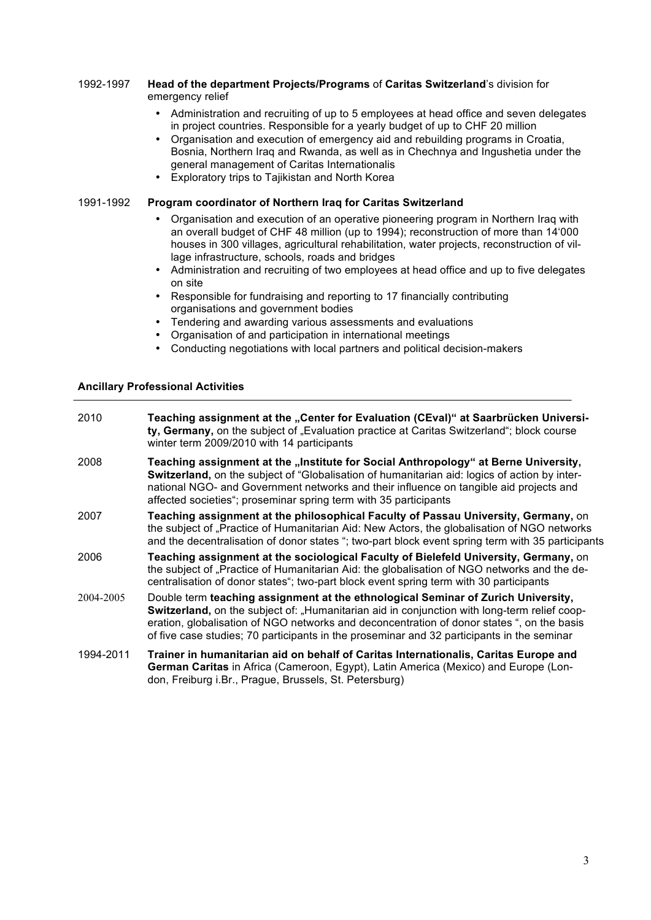**1992-1997** **Head of the department Projects/Programs** of **Caritas Switzerland**'s division for emergency relief

- Administration and recruiting of up to 5 employees at head office and seven delegates in project countries. Responsible for a yearly budget of up to CHF 20 million
- Organisation and execution of emergency aid and rebuilding programs in Croatia, Bosnia, Northern Iraq and Rwanda, as well as in Chechnya and Ingushetia under the general management of Caritas Internationalis
- Exploratory trips to Tajikistan and North Korea

**1991-1992** **Program coordinator of Northern Iraq for Caritas Switzerland**

- Organisation and execution of an operative pioneering program in Northern Iraq with an overall budget of CHF 48 million (up to 1994); reconstruction of more than 14'000 houses in 300 villages, agricultural rehabilitation, water projects, reconstruction of village infrastructure, schools, roads and bridges
- Administration and recruiting of two employees at head office and up to five delegates on site
- Responsible for fundraising and reporting to 17 financially contributing organisations and government bodies
- Tendering and awarding various assessments and evaluations
- Organisation of and participation in international meetings
- Conducting negotiations with local partners and political decision-makers

### Ancillary Professional Activities

**2010** **Teaching assignment at the „Center for Evaluation (CEval)" at Saarbrücken University, Germany,** on the subject of „Evaluation practice at Caritas Switzerland"; block course winter term 2009/2010 with 14 participants

**2008** **Teaching assignment at the „Institute for Social Anthropology" at Berne University, Switzerland,** on the subject of "Globalisation of humanitarian aid: logics of action by international NGO- and Government networks and their influence on tangible aid projects and affected societies"; proseminar spring term with 35 participants

**2007** **Teaching assignment at the philosophical Faculty of Passau University, Germany,** on the subject of „Practice of Humanitarian Aid: New Actors, the globalisation of NGO networks and the decentralisation of donor states "; two-part block event spring term with 35 participants

**2006** **Teaching assignment at the sociological Faculty of Bielefeld University, Germany,** on the subject of „Practice of Humanitarian Aid: the globalisation of NGO networks and the decentralisation of donor states"; two-part block event spring term with 30 participants

**2004-2005** Double term **teaching assignment at the ethnological Seminar of Zurich University, Switzerland,** on the subject of: „Humanitarian aid in conjunction with long-term relief cooperation, globalisation of NGO networks and deconcentration of donor states ", on the basis of five case studies; 70 participants in the proseminar and 32 participants in the seminar

**1994-2011** **Trainer in humanitarian aid on behalf of Caritas Internationalis, Caritas Europe and German Caritas** in Africa (Cameroon, Egypt), Latin America (Mexico) and Europe (London, Freiburg i.Br., Prague, Brussels, St. Petersburg)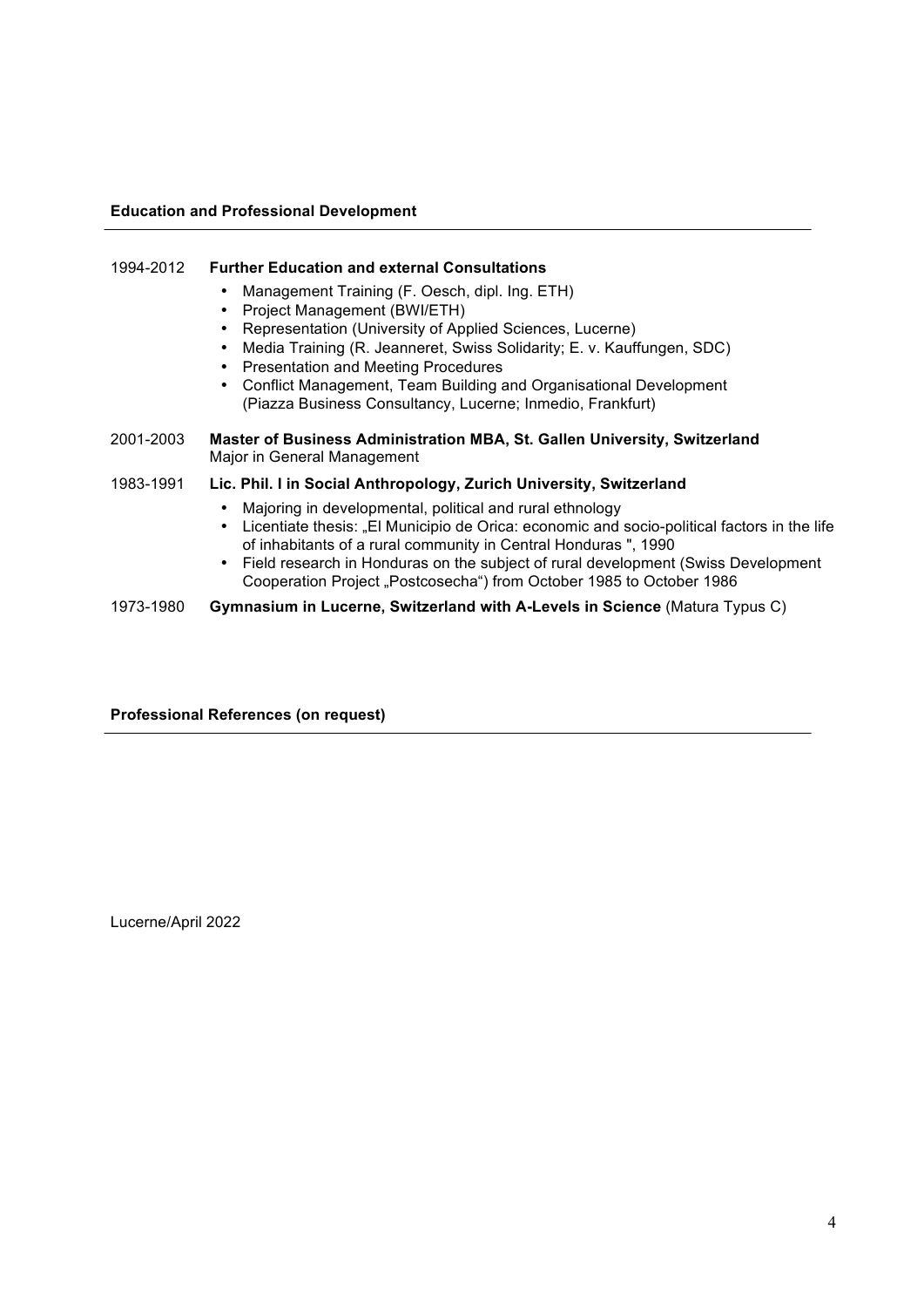## Education and Professional Development

1994-2012 **Further Education and external Consultations**

- Management Training (F. Oesch, dipl. Ing. ETH)
- Project Management (BWI/ETH)
- Representation (University of Applied Sciences, Lucerne)
- Media Training (R. Jeanneret, Swiss Solidarity; E. v. Kauffungen, SDC)
- Presentation and Meeting Procedures
- Conflict Management, Team Building and Organisational Development (Piazza Business Consultancy, Lucerne; Inmedio, Frankfurt)

2001-2003 **Master of Business Administration MBA, St. Gallen University, Switzerland**
Major in General Management

1983-1991 **Lic. Phil. I in Social Anthropology, Zurich University, Switzerland**

- Majoring in developmental, political and rural ethnology
- Licentiate thesis: „El Municipio de Orica: economic and socio-political factors in the life of inhabitants of a rural community in Central Honduras ", 1990
- Field research in Honduras on the subject of rural development (Swiss Development Cooperation Project „Postcosecha") from October 1985 to October 1986

1973-1980 **Gymnasium in Lucerne, Switzerland with A-Levels in Science** (Matura Typus C)

## Professional References (on request)

Lucerne/April 2022